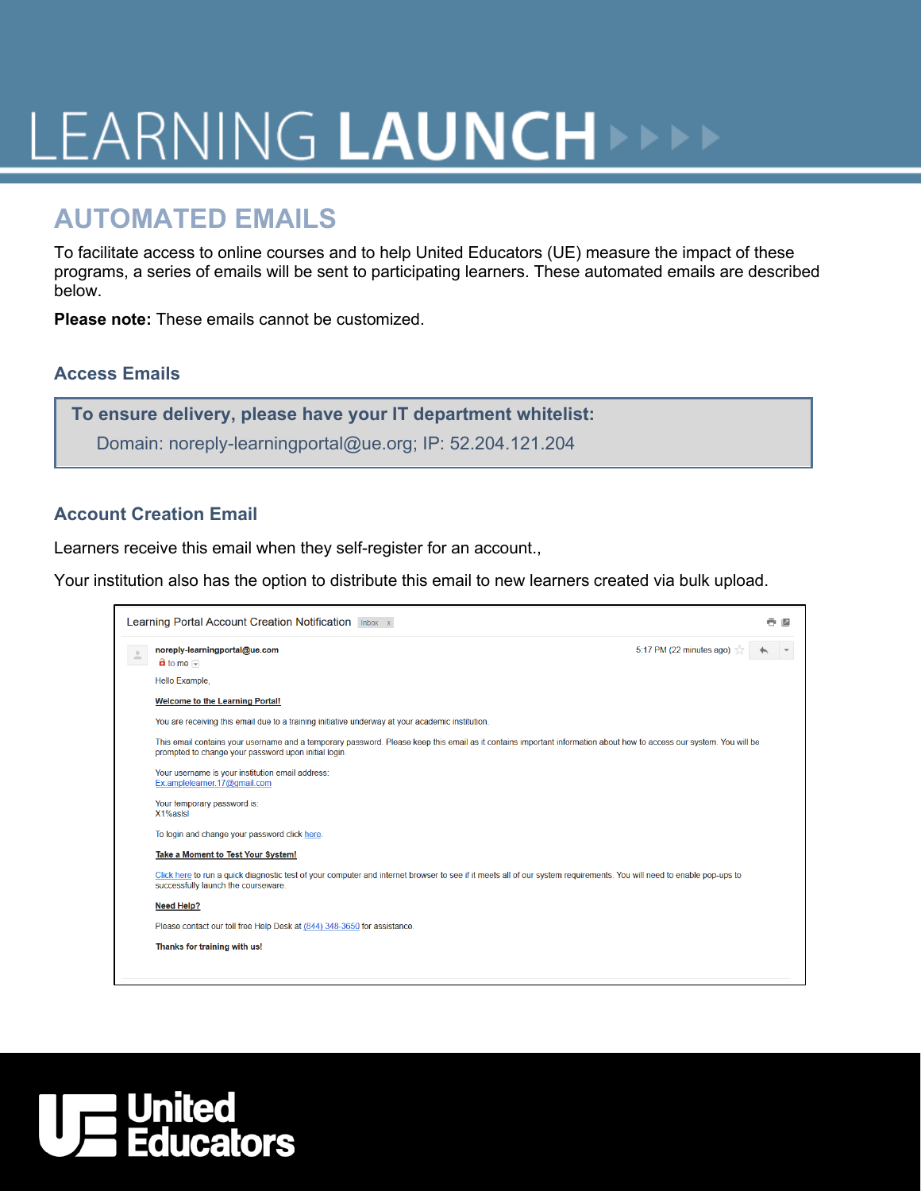# LEARNING LAUNCH

## AUTOMATED EMAILS

To facilitate access to online courses and to help United Educators (UE) measure the impact of these programs, a series of emails will be sent to participating learners. These automated emails are described below.

**Please note:** These emails cannot be customized.

### Access Emails

> **To ensure delivery, please have your IT department whitelist:**
>
> Domain: noreply-learningportal@ue.org; IP: 52.204.121.204

### Account Creation Email

Learners receive this email when they self-register for an account.,

Your institution also has the option to distribute this email to new learners created via bulk upload.

Learning Portal Account Creation Notification Inbox x

noreply-learningportal@ue.com
to me

5:17 PM (22 minutes ago)

Hello Example,

**Welcome to the Learning Portal!**

You are receiving this email due to a training initiative underway at your academic institution.

This email contains your username and a temporary password. Please keep this email as it contains important information about how to access our system. You will be prompted to change your password upon initial login.

Your username is your institution email address:
Ex.amplelearner.17@gmail.com

Your temporary password is:
X1%aslsl

To login and change your password click here.

**Take a Moment to Test Your System!**

Click here to run a quick diagnostic test of your computer and internet browser to see if it meets all of our system requirements. You will need to enable pop-ups to successfully launch the courseware.

**Need Help?**

Please contact our toll free Help Desk at (844) 348-3650 for assistance.

**Thanks for training with us!**

United Educators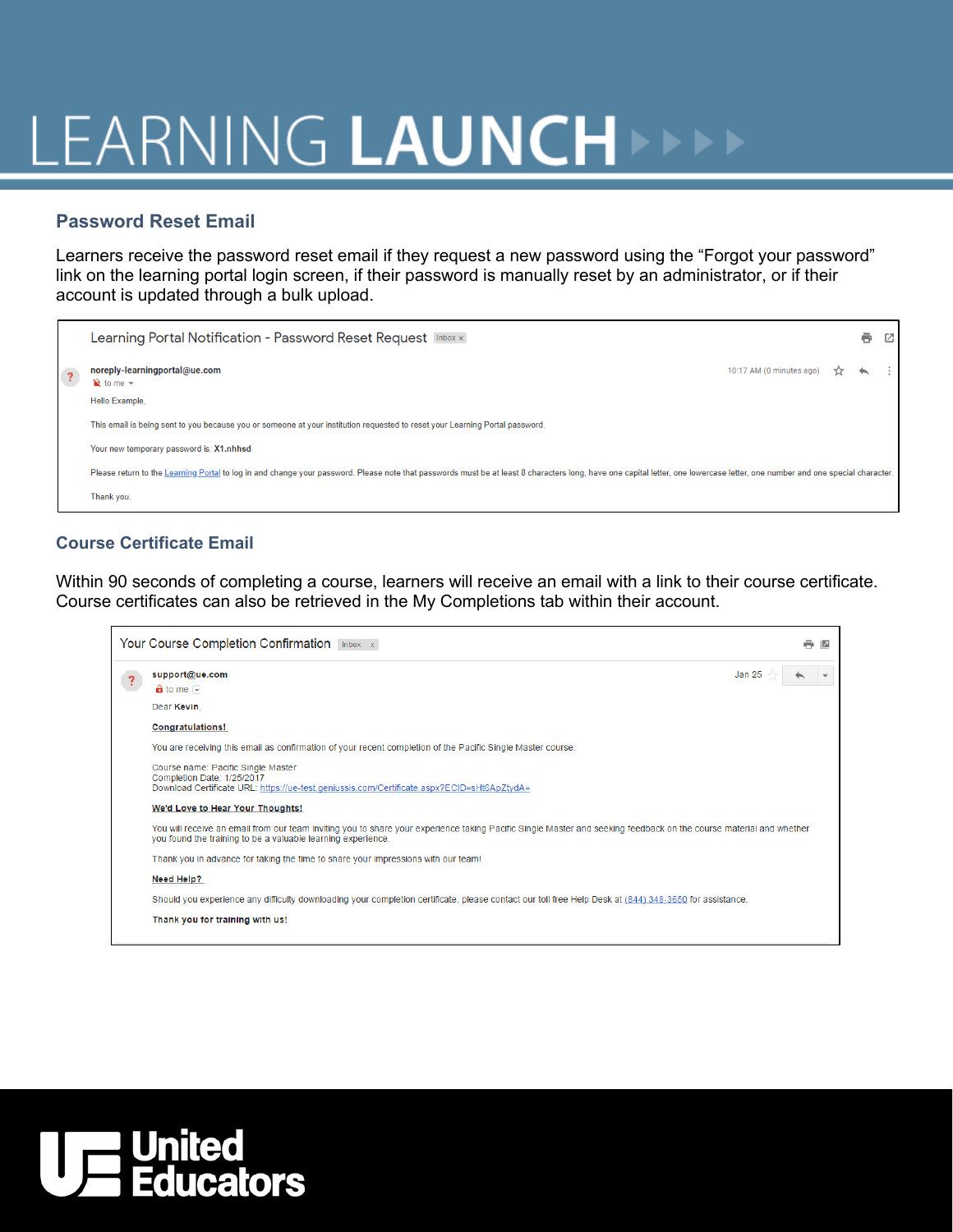# LEARNING LAUNCH

## Password Reset Email

Learners receive the password reset email if they request a new password using the "Forgot your password" link on the learning portal login screen, if their password is manually reset by an administrator, or if their account is updated through a bulk upload.

> **Learning Portal Notification - Password Reset Request** Inbox
>
> **noreply-learningportal@ue.com**
> to me
>
> 10:17 AM (0 minutes ago)
>
> Hello Example,
>
> This email is being sent to you because you or someone at your institution requested to reset your Learning Portal password.
>
> Your new temporary password is: **X1.nhhsd**
>
> Please return to the Learning Portal to log in and change your password. Please note that passwords must be at least 8 characters long, have one capital letter, one lowercase letter, one number and one special character.
>
> Thank you.

## Course Certificate Email

Within 90 seconds of completing a course, learners will receive an email with a link to their course certificate. Course certificates can also be retrieved in the My Completions tab within their account.

> **Your Course Completion Confirmation** Inbox
>
> **support@ue.com**
> to me
>
> Jan 25
>
> Dear **Kevin**,
>
> **Congratulations!**
>
> You are receiving this email as confirmation of your recent completion of the Pacific Single Master course.
>
> Course name: Pacific Single Master
> Completion Date: 1/25/2017
> Download Certificate URL: https://ue-test.geniussis.com/Certificate.aspx?ECID=sHt6ApZtydA=
>
> **We'd Love to Hear Your Thoughts!**
>
> You will receive an email from our team inviting you to share your experience taking Pacific Single Master and seeking feedback on the course material and whether you found the training to be a valuable learning experience.
>
> Thank you in advance for taking the time to share your impressions with our team!
>
> **Need Help?**
>
> Should you experience any difficulty downloading your completion certificate, please contact our toll free Help Desk at (844) 348-3650 for assistance.
>
> **Thank you for training with us!**

United Educators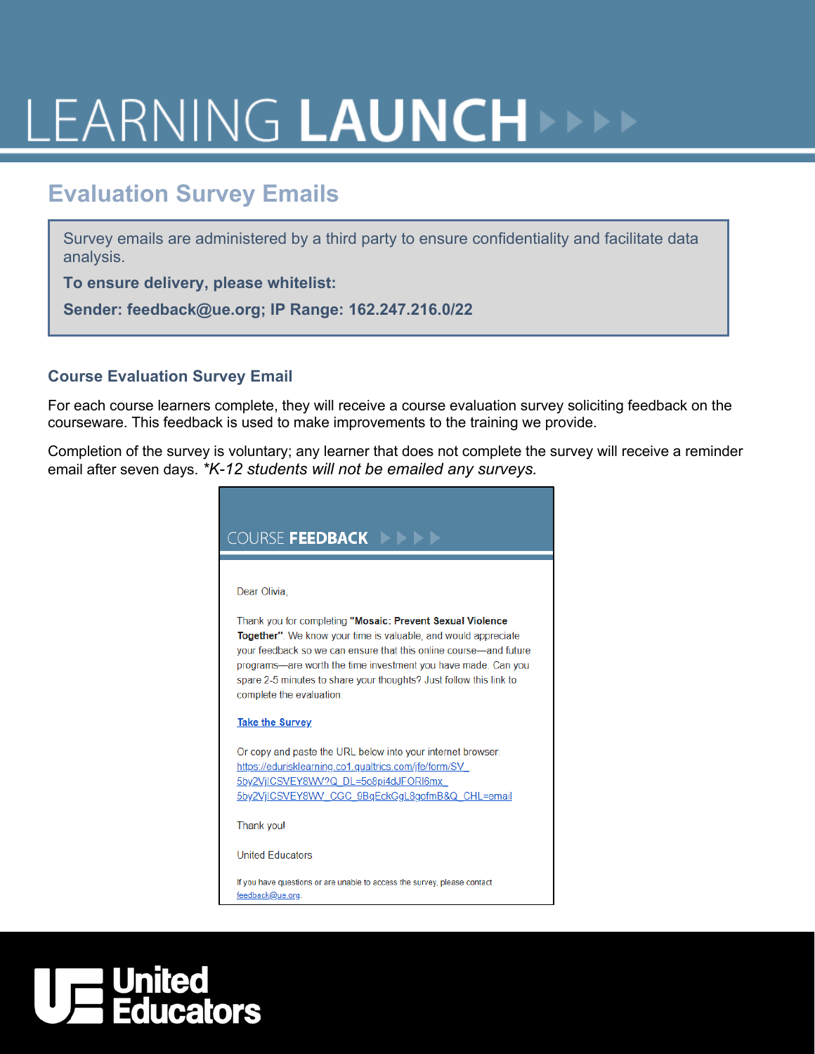# LEARNING LAUNCH

## Evaluation Survey Emails

> Survey emails are administered by a third party to ensure confidentiality and facilitate data analysis.
>
> **To ensure delivery, please whitelist:**
>
> **Sender: feedback@ue.org; IP Range: 162.247.216.0/22**

### Course Evaluation Survey Email

For each course learners complete, they will receive a course evaluation survey soliciting feedback on the courseware. This feedback is used to make improvements to the training we provide.

Completion of the survey is voluntary; any learner that does not complete the survey will receive a reminder email after seven days. *\*K-12 students will not be emailed any surveys.*

COURSE **FEEDBACK**

Dear Olivia,

Thank you for completing **"Mosaic: Prevent Sexual Violence Together"**. We know your time is valuable, and would appreciate your feedback so we can ensure that this online course—and future programs—are worth the time investment you have made. Can you spare 2-5 minutes to share your thoughts? Just follow this link to complete the evaluation:

Take the Survey

Or copy and paste the URL below into your internet browser:
https://edurisklearning.co1.qualtrics.com/jfe/form/SV_5by2VjlCSVEY8WV?Q_DL=5c8pi4dJFORI6mx_5by2VjlCSVEY8WV_CGC_9BqEckGgL8gofmB&Q_CHL=email

Thank you!

United Educators

If you have questions or are unable to access the survey, please contact feedback@ue.org.